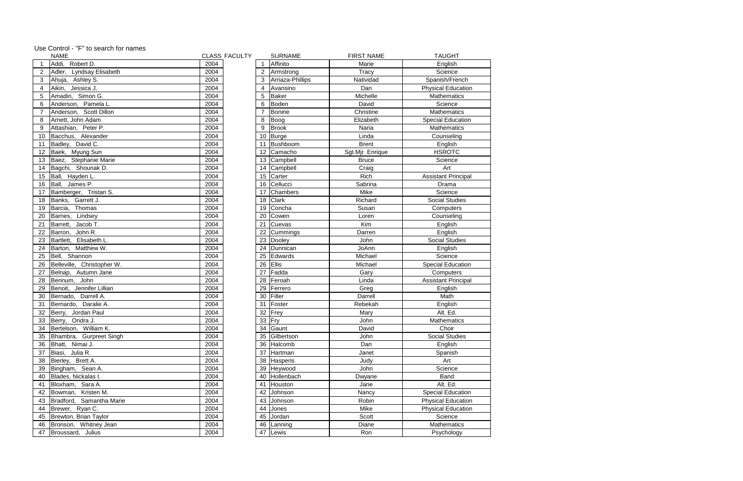Use Control - "F" to search for names

| | NAME | CLASS | FACULTY | SURNAME | FIRST NAME | TAUGHT |
|---|---|---|---|---|---|---|
| 1 | Addi, Robert D. | 2004 | 1 | Affinito | Marie | English |
| 2 | Adler, Lyndsay Elisabeth | 2004 | 2 | Armstrong | Tracy | Science |
| 3 | Ahuja, Ashley S. | 2004 | 3 | Arriaza-Phillips | Natividad | Spanish/French |
| 4 | Aikin, Jessica J. | 2004 | 4 | Avansino | Dan | Physical Education |
| 5 | Amadin, Simon G. | 2004 | 5 | Baker | Michelle | Mathematics |
| 6 | Anderson, Pamela L. | 2004 | 6 | Boden | David | Science |
| 7 | Anderson, Scott Dillon | 2004 | 7 | Bonine | Christine | Mathematics |
| 8 | Arnett, John Adam | 2004 | 8 | Boog | Elizabeth | Special Education |
| 9 | Attashian, Peter P. | 2004 | 9 | Brook | Naria | Mathematics |
| 10 | Bacchus, Alexander | 2004 | 10 | Burge | Linda | Counseling |
| 11 | Badley, David C. | 2004 | 11 | Bushboom | Brent | English |
| 12 | Baek, Myung Sun | 2004 | 12 | Camacho | Sgt.Mjr. Enrique | HSROTC |
| 13 | Baez, Stephanie Marie | 2004 | 13 | Campbell | Bruce | Science |
| 14 | Bagchi, Shounak D. | 2004 | 14 | Campbell | Craig | Art |
| 15 | Ball, Hayden L. | 2004 | 15 | Carter | Rich | Assistant Principal |
| 16 | Ball, James P. | 2004 | 16 | Cellucci | Sabrina | Drama |
| 17 | Bamberger, Tristan S. | 2004 | 17 | Chambers | Mike | Science |
| 18 | Banks, Garrett J. | 2004 | 18 | Clark | Richard | Social Studies |
| 19 | Barcia, Thomas | 2004 | 19 | Concha | Susan | Computers |
| 20 | Barnes, Lindsey | 2004 | 20 | Cowen | Loren | Counseling |
| 21 | Barrett, Jacob T. | 2004 | 21 | Cuevas | Kim | English |
| 22 | Barron, John R. | 2004 | 22 | Cummings | Darren | English |
| 23 | Bartlett, Elisabeth L. | 2004 | 23 | Dooley | John | Social Studies |
| 24 | Barton, Matthew W. | 2004 | 24 | Dunnican | JoAnn | English |
| 25 | Bell, Shannon | 2004 | 25 | Edwards | Michael | Science |
| 26 | Belleville, Christopher W. | 2004 | 26 | Ellis | Michael | Special Education |
| 27 | Belnap, Autumn Jane | 2004 | 27 | Fadda | Gary | Computers |
| 28 | Bennum, John | 2004 | 28 | Feroah | Linda | Assistant Principal |
| 29 | Benoit, Jennifer Lillian | 2004 | 29 | Ferrero | Greg | English |
| 30 | Bernado, Darrell A. | 2004 | 30 | Filler | Darrell | Math |
| 31 | Bernardo, Daralie A. | 2004 | 31 | Foster | Rebekah | English |
| 32 | Berry, Jordan Paul | 2004 | 32 | Frey | Mary | Alt. Ed. |
| 33 | Berry, Ondra J. | 2004 | 33 | Fry | John | Mathematics |
| 34 | Bertelson, William K. | 2004 | 34 | Gaunt | David | Choir |
| 35 | Bhambra, Gurpreet Singh | 2004 | 35 | Gilbertson | John | Social Studies |
| 36 | Bhatt, Nimai J. | 2004 | 36 | Halcomb | Dan | English |
| 37 | Biasi, Julia R. | 2004 | 37 | Hartman | Janet | Spanish |
| 38 | Bierley, Brett A. | 2004 | 38 | Hasperis | Judy | Art |
| 39 | Bingham, Sean A. | 2004 | 39 | Heywood | John | Science |
| 40 | Blades, Nickalas I. | 2004 | 40 | Hollenbach | Dwyane | Band |
| 41 | Bloxham, Sara A. | 2004 | 41 | Houston | Jane | Alt. Ed. |
| 42 | Bowman, Kristen M. | 2004 | 42 | Johnson | Nancy | Special Education |
| 43 | Bradford, Samantha Marie | 2004 | 43 | Johnson | Robin | Physical Education |
| 44 | Brewer, Ryan C. | 2004 | 44 | Jones | Mike | Physical Education |
| 45 | Brewton, Brian Taylor | 2004 | 45 | Jordan | Scott | Science |
| 46 | Bronson, Whitney Jean | 2004 | 46 | Lanning | Diane | Mathematics |
| 47 | Broussard, Julius | 2004 | 47 | Lewis | Ron | Psychology |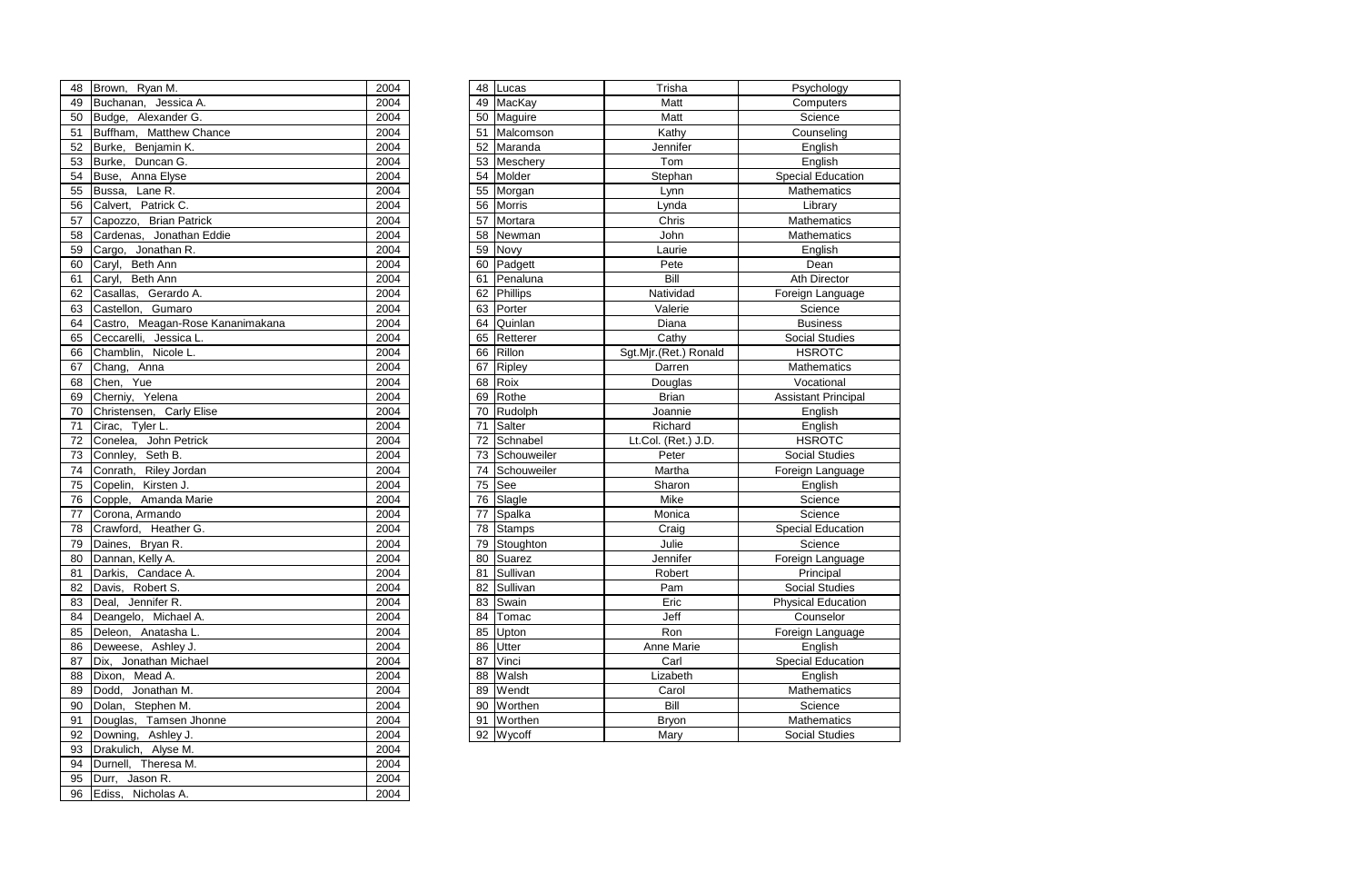| | | |
|---|---|---|
| 48 | Brown, Ryan M. | 2004 |
| 49 | Buchanan, Jessica A. | 2004 |
| 50 | Budge, Alexander G. | 2004 |
| 51 | Buffham, Matthew Chance | 2004 |
| 52 | Burke, Benjamin K. | 2004 |
| 53 | Burke, Duncan G. | 2004 |
| 54 | Buse, Anna Elyse | 2004 |
| 55 | Bussa, Lane R. | 2004 |
| 56 | Calvert, Patrick C. | 2004 |
| 57 | Capozzo, Brian Patrick | 2004 |
| 58 | Cardenas, Jonathan Eddie | 2004 |
| 59 | Cargo, Jonathan R. | 2004 |
| 60 | Caryl, Beth Ann | 2004 |
| 61 | Caryl, Beth Ann | 2004 |
| 62 | Casallas, Gerardo A. | 2004 |
| 63 | Castellon, Gumaro | 2004 |
| 64 | Castro, Meagan-Rose Kananimakana | 2004 |
| 65 | Ceccarelli, Jessica L. | 2004 |
| 66 | Chamblin, Nicole L. | 2004 |
| 67 | Chang, Anna | 2004 |
| 68 | Chen, Yue | 2004 |
| 69 | Cherniy, Yelena | 2004 |
| 70 | Christensen, Carly Elise | 2004 |
| 71 | Cirac, Tyler L. | 2004 |
| 72 | Conelea, John Petrick | 2004 |
| 73 | Connley, Seth B. | 2004 |
| 74 | Conrath, Riley Jordan | 2004 |
| 75 | Copelin, Kirsten J. | 2004 |
| 76 | Copple, Amanda Marie | 2004 |
| 77 | Corona, Armando | 2004 |
| 78 | Crawford, Heather G. | 2004 |
| 79 | Daines, Bryan R. | 2004 |
| 80 | Dannan, Kelly A. | 2004 |
| 81 | Darkis, Candace A. | 2004 |
| 82 | Davis, Robert S. | 2004 |
| 83 | Deal, Jennifer R. | 2004 |
| 84 | Deangelo, Michael A. | 2004 |
| 85 | Deleon, Anatasha L. | 2004 |
| 86 | Deweese, Ashley J. | 2004 |
| 87 | Dix, Jonathan Michael | 2004 |
| 88 | Dixon, Mead A. | 2004 |
| 89 | Dodd, Jonathan M. | 2004 |
| 90 | Dolan, Stephen M. | 2004 |
| 91 | Douglas, Tamsen Jhonne | 2004 |
| 92 | Downing, Ashley J. | 2004 |
| 93 | Drakulich, Alyse M. | 2004 |
| 94 | Durnell, Theresa M. | 2004 |
| 95 | Durr, Jason R. | 2004 |
| 96 | Ediss, Nicholas A. | 2004 |

| | | | |
|---|---|---|---|
| 48 | Lucas | Trisha | Psychology |
| 49 | MacKay | Matt | Computers |
| 50 | Maguire | Matt | Science |
| 51 | Malcomson | Kathy | Counseling |
| 52 | Maranda | Jennifer | English |
| 53 | Meschery | Tom | English |
| 54 | Molder | Stephan | Special Education |
| 55 | Morgan | Lynn | Mathematics |
| 56 | Morris | Lynda | Library |
| 57 | Mortara | Chris | Mathematics |
| 58 | Newman | John | Mathematics |
| 59 | Novy | Laurie | English |
| 60 | Padgett | Pete | Dean |
| 61 | Penaluna | Bill | Ath Director |
| 62 | Phillips | Natividad | Foreign Language |
| 63 | Porter | Valerie | Science |
| 64 | Quinlan | Diana | Business |
| 65 | Retterer | Cathy | Social Studies |
| 66 | Rillon | Sgt.Mjr.(Ret.) Ronald | HSROTC |
| 67 | Ripley | Darren | Mathematics |
| 68 | Roix | Douglas | Vocational |
| 69 | Rothe | Brian | Assistant Principal |
| 70 | Rudolph | Joannie | English |
| 71 | Salter | Richard | English |
| 72 | Schnabel | Lt.Col. (Ret.) J.D. | HSROTC |
| 73 | Schouweiler | Peter | Social Studies |
| 74 | Schouweiler | Martha | Foreign Language |
| 75 | See | Sharon | English |
| 76 | Slagle | Mike | Science |
| 77 | Spalka | Monica | Science |
| 78 | Stamps | Craig | Special Education |
| 79 | Stoughton | Julie | Science |
| 80 | Suarez | Jennifer | Foreign Language |
| 81 | Sullivan | Robert | Principal |
| 82 | Sullivan | Pam | Social Studies |
| 83 | Swain | Eric | Physical Education |
| 84 | Tomac | Jeff | Counselor |
| 85 | Upton | Ron | Foreign Language |
| 86 | Utter | Anne Marie | English |
| 87 | Vinci | Carl | Special Education |
| 88 | Walsh | Lizabeth | English |
| 89 | Wendt | Carol | Mathematics |
| 90 | Worthen | Bill | Science |
| 91 | Worthen | Bryon | Mathematics |
| 92 | Wycoff | Mary | Social Studies |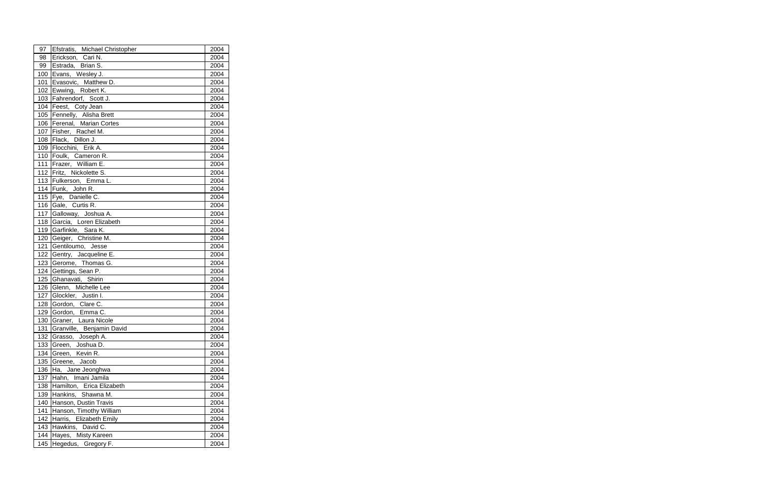| 97 | Efstratis, Michael Christopher | 2004 |
|---|---|---|
| 98 | Erickson, Cari N. | 2004 |
| 99 | Estrada, Brian S. | 2004 |
| 100 | Evans, Wesley J. | 2004 |
| 101 | Evasovic, Matthew D. | 2004 |
| 102 | Ewwing, Robert K. | 2004 |
| 103 | Fahrendorf, Scott J. | 2004 |
| 104 | Feest, Coty Jean | 2004 |
| 105 | Fennelly, Alisha Brett | 2004 |
| 106 | Ferenal, Marian Cortes | 2004 |
| 107 | Fisher, Rachel M. | 2004 |
| 108 | Flack, Dillon J. | 2004 |
| 109 | Flocchini, Erik A. | 2004 |
| 110 | Foulk, Cameron R. | 2004 |
| 111 | Frazer, William E. | 2004 |
| 112 | Fritz, Nickolette S. | 2004 |
| 113 | Fulkerson, Emma L. | 2004 |
| 114 | Funk, John R. | 2004 |
| 115 | Fye, Danielle C. | 2004 |
| 116 | Gale, Curtis R. | 2004 |
| 117 | Galloway, Joshua A. | 2004 |
| 118 | Garcia, Loren Elizabeth | 2004 |
| 119 | Garfinkle, Sara K. | 2004 |
| 120 | Geiger, Christine M. | 2004 |
| 121 | Gentiloumo, Jesse | 2004 |
| 122 | Gentry, Jacqueline E. | 2004 |
| 123 | Gerome, Thomas G. | 2004 |
| 124 | Gettings, Sean P. | 2004 |
| 125 | Ghanavati, Shirin | 2004 |
| 126 | Glenn, Michelle Lee | 2004 |
| 127 | Glockler, Justin I. | 2004 |
| 128 | Gordon, Clare C. | 2004 |
| 129 | Gordon, Emma C. | 2004 |
| 130 | Graner, Laura Nicole | 2004 |
| 131 | Granville, Benjamin David | 2004 |
| 132 | Grasso, Joseph A. | 2004 |
| 133 | Green, Joshua D. | 2004 |
| 134 | Green, Kevin R. | 2004 |
| 135 | Greene, Jacob | 2004 |
| 136 | Ha, Jane Jeonghwa | 2004 |
| 137 | Hahn, Imani Jamila | 2004 |
| 138 | Hamilton, Erica Elizabeth | 2004 |
| 139 | Hankins, Shawna M. | 2004 |
| 140 | Hanson, Dustin Travis | 2004 |
| 141 | Hanson, Timothy William | 2004 |
| 142 | Harris, Elizabeth Emily | 2004 |
| 143 | Hawkins, David C. | 2004 |
| 144 | Hayes, Misty Kareen | 2004 |
| 145 | Hegedus, Gregory F. | 2004 |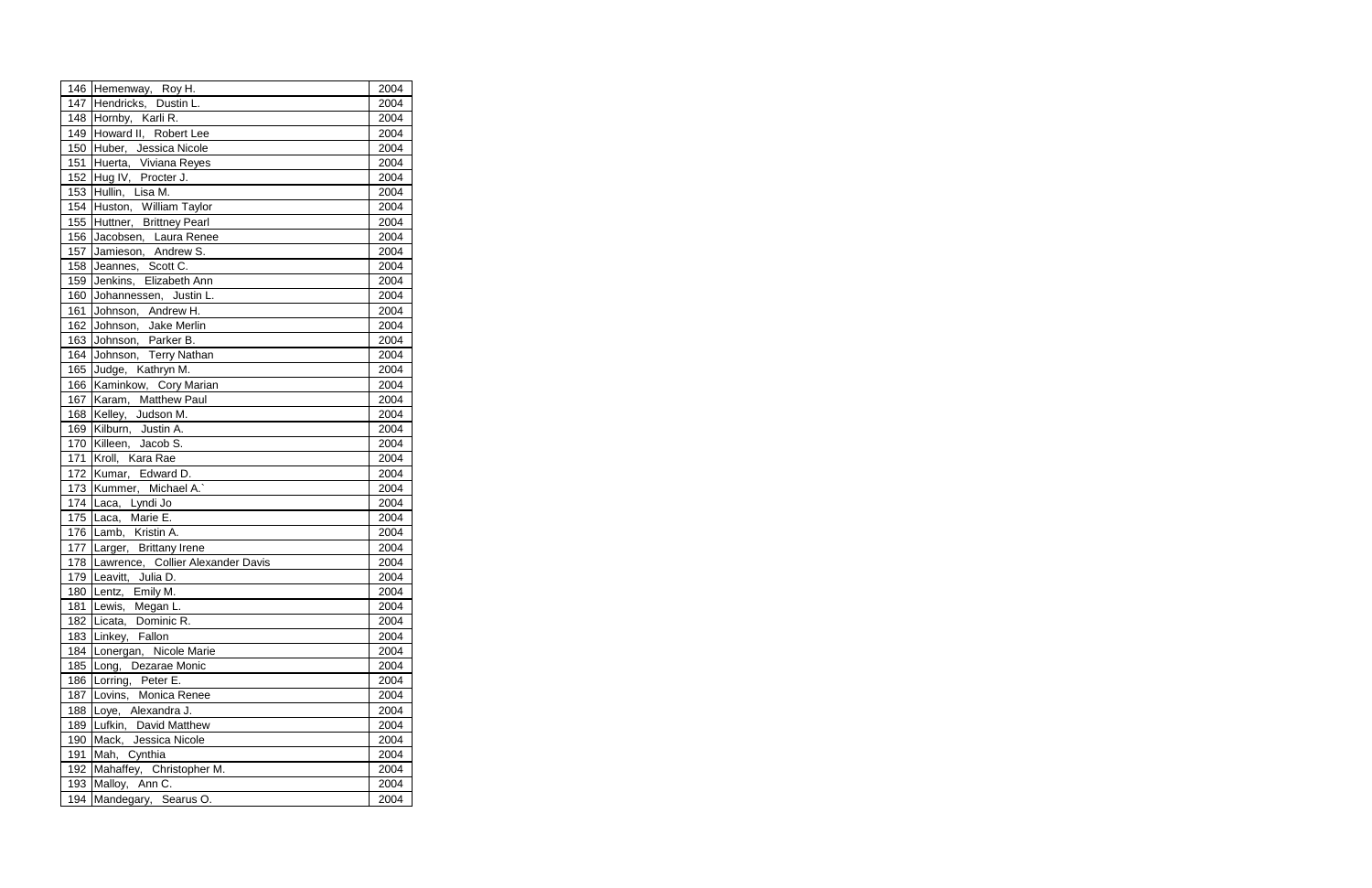| 146 | Hemenway,   Roy H. | 2004 |
|---|---|---|
| 147 | Hendricks,   Dustin L. | 2004 |
| 148 | Hornby,   Karli R. | 2004 |
| 149 | Howard II,   Robert Lee | 2004 |
| 150 | Huber,   Jessica Nicole | 2004 |
| 151 | Huerta,   Viviana Reyes | 2004 |
| 152 | Hug IV,   Procter J. | 2004 |
| 153 | Hullin,   Lisa M. | 2004 |
| 154 | Huston,   William Taylor | 2004 |
| 155 | Huttner,   Brittney Pearl | 2004 |
| 156 | Jacobsen,   Laura Renee | 2004 |
| 157 | Jamieson,   Andrew S. | 2004 |
| 158 | Jeannes,   Scott C. | 2004 |
| 159 | Jenkins,   Elizabeth Ann | 2004 |
| 160 | Johannessen,   Justin L. | 2004 |
| 161 | Johnson,   Andrew H. | 2004 |
| 162 | Johnson,   Jake Merlin | 2004 |
| 163 | Johnson,   Parker B. | 2004 |
| 164 | Johnson,   Terry Nathan | 2004 |
| 165 | Judge,   Kathryn M. | 2004 |
| 166 | Kaminkow,   Cory Marian | 2004 |
| 167 | Karam,   Matthew Paul | 2004 |
| 168 | Kelley,   Judson M. | 2004 |
| 169 | Kilburn,   Justin A. | 2004 |
| 170 | Killeen,   Jacob S. | 2004 |
| 171 | Kroll,   Kara Rae | 2004 |
| 172 | Kumar,   Edward D. | 2004 |
| 173 | Kummer,   Michael A.` | 2004 |
| 174 | Laca,   Lyndi Jo | 2004 |
| 175 | Laca,   Marie E. | 2004 |
| 176 | Lamb,   Kristin A. | 2004 |
| 177 | Larger,   Brittany Irene | 2004 |
| 178 | Lawrence,   Collier Alexander Davis | 2004 |
| 179 | Leavitt,   Julia D. | 2004 |
| 180 | Lentz,   Emily M. | 2004 |
| 181 | Lewis,   Megan L. | 2004 |
| 182 | Licata,   Dominic R. | 2004 |
| 183 | Linkey,   Fallon | 2004 |
| 184 | Lonergan,   Nicole Marie | 2004 |
| 185 | Long,   Dezarae Monic | 2004 |
| 186 | Lorring,   Peter E. | 2004 |
| 187 | Lovins,   Monica Renee | 2004 |
| 188 | Loye,   Alexandra J. | 2004 |
| 189 | Lufkin,   David Matthew | 2004 |
| 190 | Mack,   Jessica Nicole | 2004 |
| 191 | Mah,   Cynthia | 2004 |
| 192 | Mahaffey,   Christopher M. | 2004 |
| 193 | Malloy,   Ann C. | 2004 |
| 194 | Mandegary,   Searus O. | 2004 |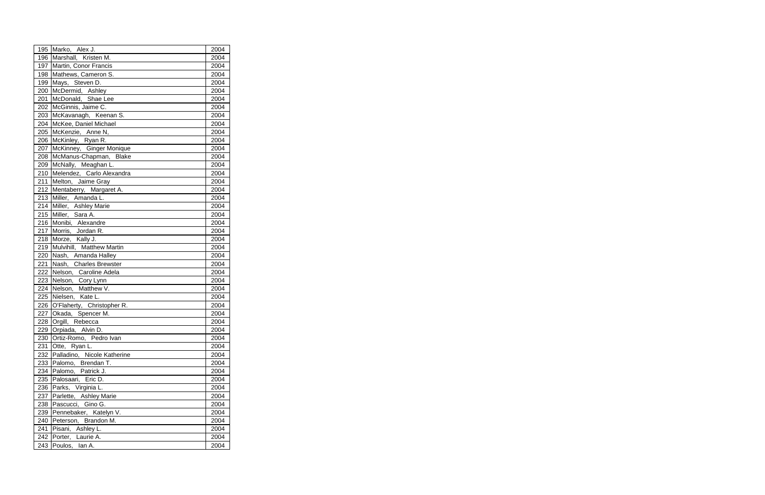| | | |
|---|---|---|
| 195 | Marko, Alex J. | 2004 |
| 196 | Marshall, Kristen M. | 2004 |
| 197 | Martin, Conor Francis | 2004 |
| 198 | Mathews, Cameron S. | 2004 |
| 199 | Mays, Steven D. | 2004 |
| 200 | McDermid, Ashley | 2004 |
| 201 | McDonald, Shae Lee | 2004 |
| 202 | McGinnis, Jaime C. | 2004 |
| 203 | McKavanagh, Keenan S. | 2004 |
| 204 | McKee, Daniel Michael | 2004 |
| 205 | McKenzie, Anne N, | 2004 |
| 206 | McKinley, Ryan R. | 2004 |
| 207 | McKinney, Ginger Monique | 2004 |
| 208 | McManus-Chapman, Blake | 2004 |
| 209 | McNally, Meaghan L. | 2004 |
| 210 | Melendez, Carlo Alexandra | 2004 |
| 211 | Melton, Jaime Gray | 2004 |
| 212 | Mentaberry, Margaret A. | 2004 |
| 213 | Miller, Amanda L. | 2004 |
| 214 | Miller, Ashley Marie | 2004 |
| 215 | Miller, Sara A. | 2004 |
| 216 | Monibi, Alexandre | 2004 |
| 217 | Morris, Jordan R. | 2004 |
| 218 | Morze, Kally J. | 2004 |
| 219 | Mulvihill, Matthew Martin | 2004 |
| 220 | Nash, Amanda Halley | 2004 |
| 221 | Nash, Charles Brewster | 2004 |
| 222 | Nelson, Caroline Adela | 2004 |
| 223 | Nelson, Cory Lynn | 2004 |
| 224 | Nelson, Matthew V. | 2004 |
| 225 | Nielsen, Kate L. | 2004 |
| 226 | O'Flaherty, Christopher R. | 2004 |
| 227 | Okada, Spencer M. | 2004 |
| 228 | Orgill, Rebecca | 2004 |
| 229 | Orpiada, Alvin D. | 2004 |
| 230 | Ortiz-Romo, Pedro Ivan | 2004 |
| 231 | Otte, Ryan L. | 2004 |
| 232 | Palladino, Nicole Katherine | 2004 |
| 233 | Palomo, Brendan T. | 2004 |
| 234 | Palomo, Patrick J. | 2004 |
| 235 | Palosaari, Eric D. | 2004 |
| 236 | Parks, Virginia L. | 2004 |
| 237 | Parlette, Ashley Marie | 2004 |
| 238 | Pascucci, Gino G. | 2004 |
| 239 | Pennebaker, Katelyn V. | 2004 |
| 240 | Peterson, Brandon M. | 2004 |
| 241 | Pisani, Ashley L. | 2004 |
| 242 | Porter, Laurie A. | 2004 |
| 243 | Poulos, Ian A. | 2004 |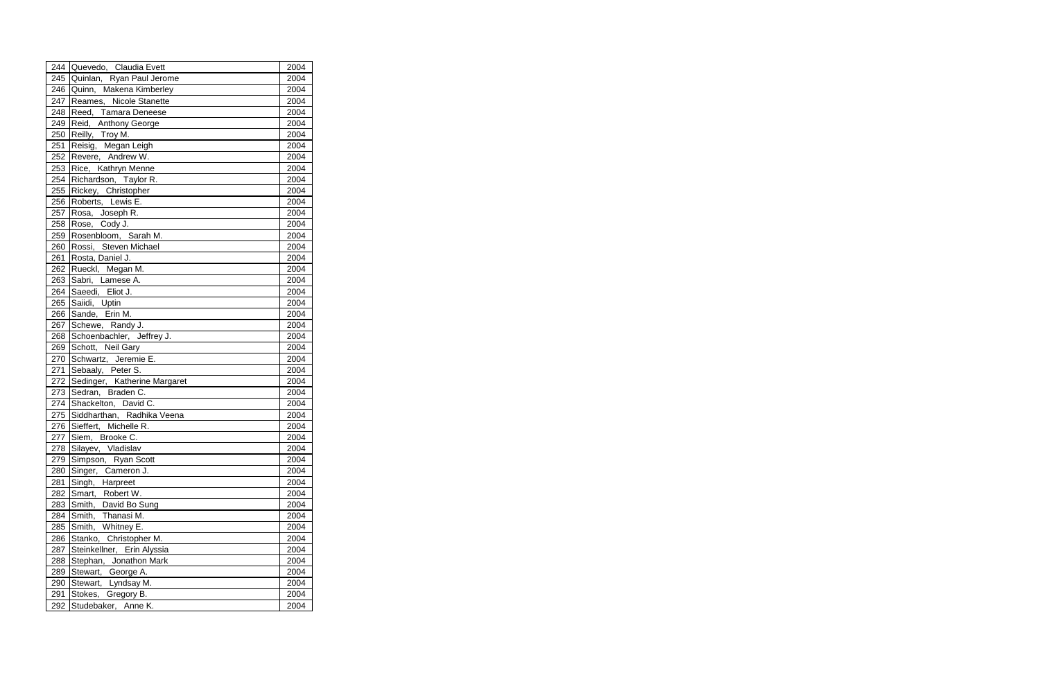| | | |
|---|---|---|
| 244 | Quevedo, Claudia Evett | 2004 |
| 245 | Quinlan, Ryan Paul Jerome | 2004 |
| 246 | Quinn, Makena Kimberley | 2004 |
| 247 | Reames, Nicole Stanette | 2004 |
| 248 | Reed, Tamara Deneese | 2004 |
| 249 | Reid, Anthony George | 2004 |
| 250 | Reilly, Troy M. | 2004 |
| 251 | Reisig, Megan Leigh | 2004 |
| 252 | Revere, Andrew W. | 2004 |
| 253 | Rice, Kathryn Menne | 2004 |
| 254 | Richardson, Taylor R. | 2004 |
| 255 | Rickey, Christopher | 2004 |
| 256 | Roberts, Lewis E. | 2004 |
| 257 | Rosa, Joseph R. | 2004 |
| 258 | Rose, Cody J. | 2004 |
| 259 | Rosenbloom, Sarah M. | 2004 |
| 260 | Rossi, Steven Michael | 2004 |
| 261 | Rosta, Daniel J. | 2004 |
| 262 | Rueckl, Megan M. | 2004 |
| 263 | Sabri, Lamese A. | 2004 |
| 264 | Saeedi, Eliot J. | 2004 |
| 265 | Saiidi, Uptin | 2004 |
| 266 | Sande, Erin M. | 2004 |
| 267 | Schewe, Randy J. | 2004 |
| 268 | Schoenbachler, Jeffrey J. | 2004 |
| 269 | Schott, Neil Gary | 2004 |
| 270 | Schwartz, Jeremie E. | 2004 |
| 271 | Sebaaly, Peter S. | 2004 |
| 272 | Sedinger, Katherine Margaret | 2004 |
| 273 | Sedran, Braden C. | 2004 |
| 274 | Shackelton, David C. | 2004 |
| 275 | Siddharthan, Radhika Veena | 2004 |
| 276 | Sieffert, Michelle R. | 2004 |
| 277 | Siem, Brooke C. | 2004 |
| 278 | Silayev, Vladislav | 2004 |
| 279 | Simpson, Ryan Scott | 2004 |
| 280 | Singer, Cameron J. | 2004 |
| 281 | Singh, Harpreet | 2004 |
| 282 | Smart, Robert W. | 2004 |
| 283 | Smith, David Bo Sung | 2004 |
| 284 | Smith, Thanasi M. | 2004 |
| 285 | Smith, Whitney E. | 2004 |
| 286 | Stanko, Christopher M. | 2004 |
| 287 | Steinkellner, Erin Alyssia | 2004 |
| 288 | Stephan, Jonathon Mark | 2004 |
| 289 | Stewart, George A. | 2004 |
| 290 | Stewart, Lyndsay M. | 2004 |
| 291 | Stokes, Gregory B. | 2004 |
| 292 | Studebaker, Anne K. | 2004 |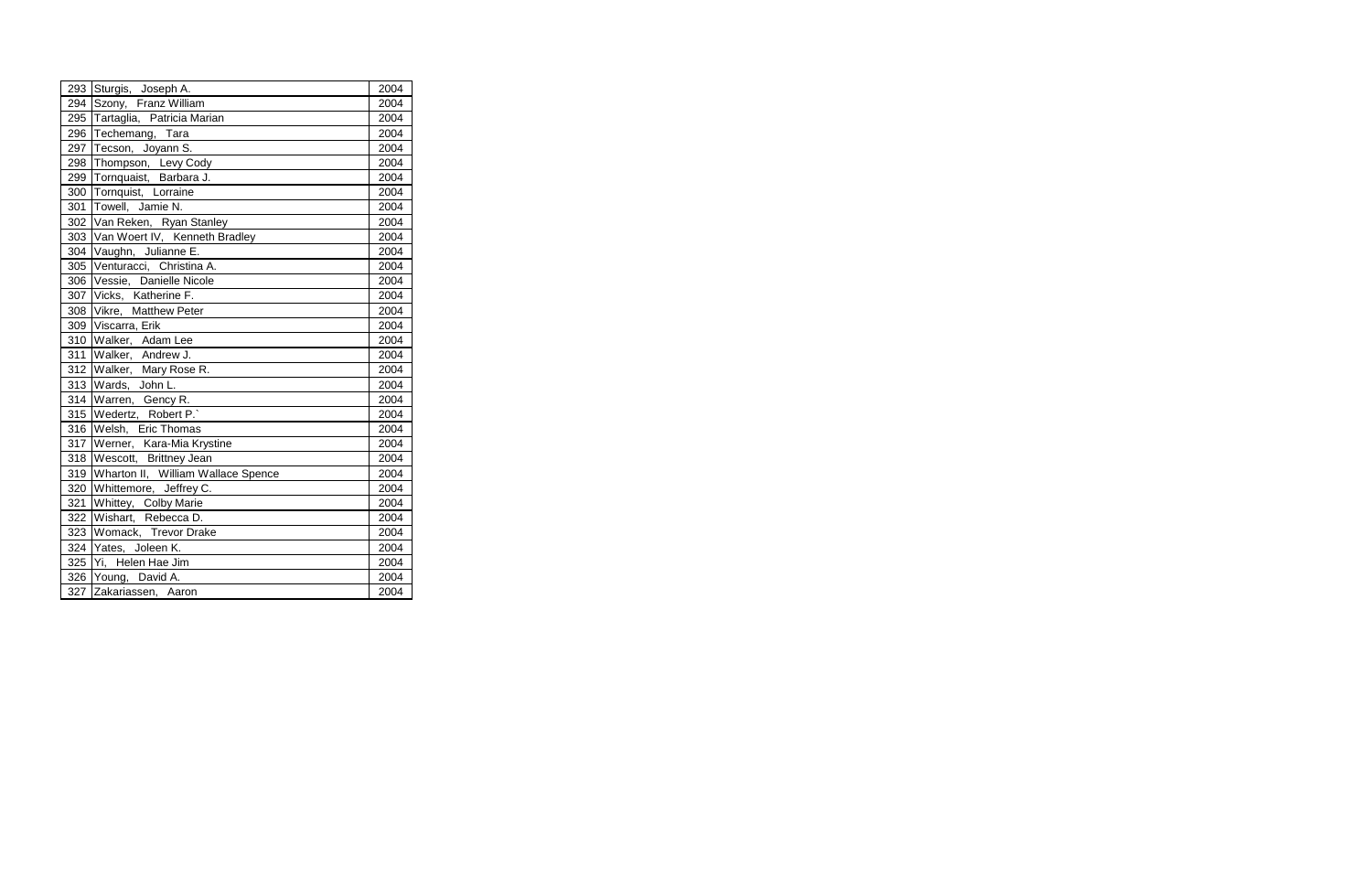| | | |
|---|---|---|
| 293 | Sturgis, Joseph A. | 2004 |
| 294 | Szony, Franz William | 2004 |
| 295 | Tartaglia, Patricia Marian | 2004 |
| 296 | Techemang, Tara | 2004 |
| 297 | Tecson, Joyann S. | 2004 |
| 298 | Thompson, Levy Cody | 2004 |
| 299 | Tornquaist, Barbara J. | 2004 |
| 300 | Tornquist, Lorraine | 2004 |
| 301 | Towell, Jamie N. | 2004 |
| 302 | Van Reken, Ryan Stanley | 2004 |
| 303 | Van Woert IV, Kenneth Bradley | 2004 |
| 304 | Vaughn, Julianne E. | 2004 |
| 305 | Venturacci, Christina A. | 2004 |
| 306 | Vessie, Danielle Nicole | 2004 |
| 307 | Vicks, Katherine F. | 2004 |
| 308 | Vikre, Matthew Peter | 2004 |
| 309 | Viscarra, Erik | 2004 |
| 310 | Walker, Adam Lee | 2004 |
| 311 | Walker, Andrew J. | 2004 |
| 312 | Walker, Mary Rose R. | 2004 |
| 313 | Wards, John L. | 2004 |
| 314 | Warren, Gency R. | 2004 |
| 315 | Wedertz, Robert P.` | 2004 |
| 316 | Welsh, Eric Thomas | 2004 |
| 317 | Werner, Kara-Mia Krystine | 2004 |
| 318 | Wescott, Brittney Jean | 2004 |
| 319 | Wharton II, William Wallace Spence | 2004 |
| 320 | Whittemore, Jeffrey C. | 2004 |
| 321 | Whittey, Colby Marie | 2004 |
| 322 | Wishart, Rebecca D. | 2004 |
| 323 | Womack, Trevor Drake | 2004 |
| 324 | Yates, Joleen K. | 2004 |
| 325 | Yi, Helen Hae Jim | 2004 |
| 326 | Young, David A. | 2004 |
| 327 | Zakariassen, Aaron | 2004 |